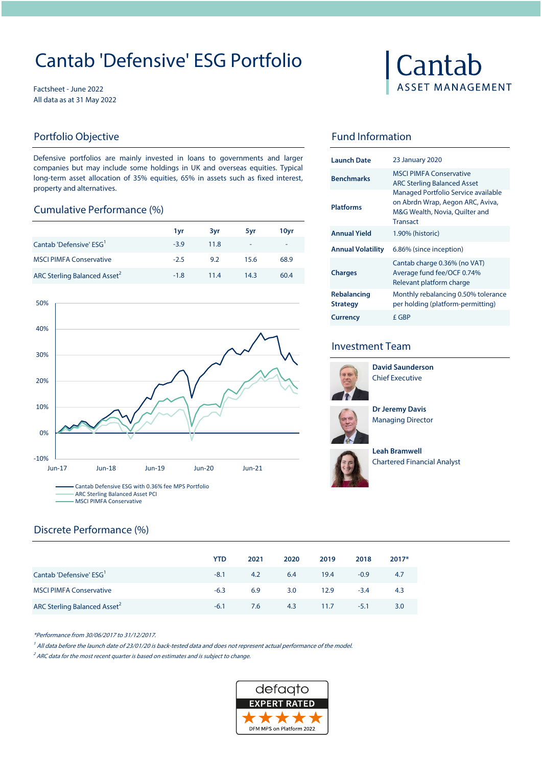# Cantab 'Defensive' ESG Portfolio

Cantab
ASSET MANAGEMENT

Factsheet - June 2022
All data as at 31 May 2022

## Portfolio Objective

Defensive portfolios are mainly invested in loans to governments and larger companies but may include some holdings in UK and overseas equities. Typical long-term asset allocation of 35% equities, 65% in assets such as fixed interest, property and alternatives.

## Cumulative Performance (%)

| | 1yr | 3yr | 5yr | 10yr |
|---|---|---|---|---|
| Cantab 'Defensive' ESG[1] | -3.9 | 11.8 | - | - |
| MSCI PIMFA Conservative | -2.5 | 9.2 | 15.6 | 68.9 |
| ARC Sterling Balanced Asset[2] | -1.8 | 11.4 | 14.3 | 60.4 |

- Cantab Defensive ESG with 0.36% fee MPS Portfolio
- ARC Sterling Balanced Asset PCI
- MSCI PIMFA Conservative

## Fund Information

| | |
|---|---|
| **Launch Date** | 23 January 2020 |
| **Benchmarks** | MSCI PIMFA Conservative<br>ARC Sterling Balanced Asset |
| **Platforms** | Managed Portfolio Service available on Abrdn Wrap, Aegon ARC, Aviva, M&G Wealth, Novia, Quilter and Transact |
| **Annual Yield** | 1.90% (historic) |
| **Annual Volatility** | 6.86% (since inception) |
| **Charges** | Cantab charge 0.36% (no VAT)<br>Average fund fee/OCF 0.74%<br>Relevant platform charge |
| **Rebalancing Strategy** | Monthly rebalancing 0.50% tolerance per holding (platform-permitting) |
| **Currency** | £ GBP |

## Investment Team

**David Saunderson**
Chief Executive

**Dr Jeremy Davis**
Managing Director

**Leah Bramwell**
Chartered Financial Analyst

## Discrete Performance (%)

| | YTD | 2021 | 2020 | 2019 | 2018 | 2017* |
|---|---|---|---|---|---|---|
| Cantab 'Defensive' ESG[1] | -8.1 | 4.2 | 6.4 | 19.4 | -0.9 | 4.7 |
| MSCI PIMFA Conservative | -6.3 | 6.9 | 3.0 | 12.9 | -3.4 | 4.3 |
| ARC Sterling Balanced Asset[2] | -6.1 | 7.6 | 4.3 | 11.7 | -5.1 | 3.0 |

*\*Performance from 30/06/2017 to 31/12/2017.*

*[1] All data before the launch date of 23/01/20 is back-tested data and does not represent actual performance of the model.*

*[2] ARC data for the most recent quarter is based on estimates and is subject to change.*

defaqto
EXPERT RATED
DFM MPS on Platform 2022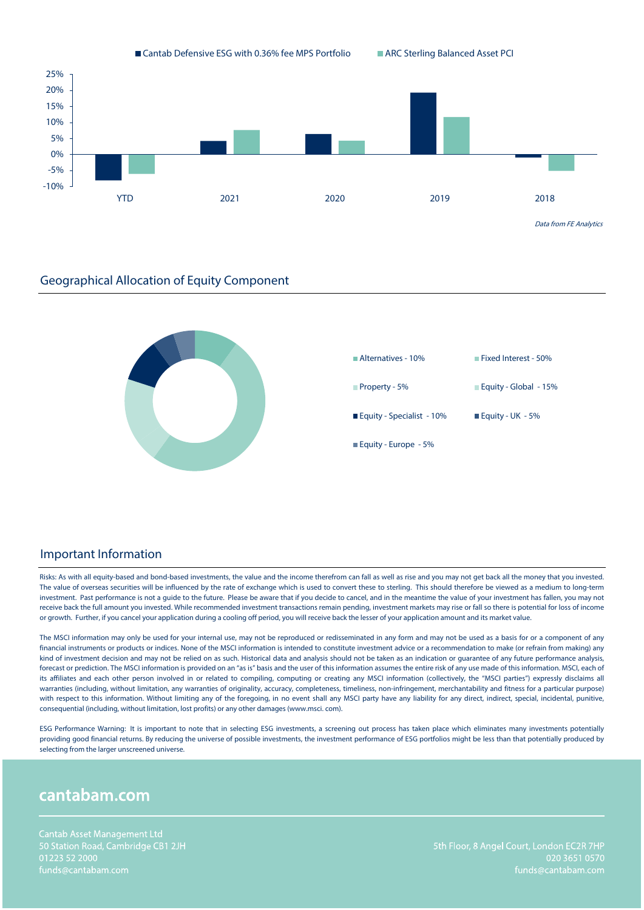■ Cantab Defensive ESG with 0.36% fee MPS Portfolio ■ ARC Sterling Balanced Asset PCI

*Data from FE Analytics*

## Geographical Allocation of Equity Component

- Alternatives - 10%
- Fixed Interest - 50%
- Property - 5%
- Equity - Global - 15%
- Equity - Specialist - 10%
- Equity - UK - 5%
- Equity - Europe - 5%

## Important Information

Risks: As with all equity-based and bond-based investments, the value and the income therefrom can fall as well as rise and you may not get back all the money that you invested. The value of overseas securities will be influenced by the rate of exchange which is used to convert these to sterling. This should therefore be viewed as a medium to long-term investment. Past performance is not a guide to the future. Please be aware that if you decide to cancel, and in the meantime the value of your investment has fallen, you may not receive back the full amount you invested. While recommended investment transactions remain pending, investment markets may rise or fall so there is potential for loss of income or growth. Further, if you cancel your application during a cooling off period, you will receive back the lesser of your application amount and its market value.

The MSCI information may only be used for your internal use, may not be reproduced or redisseminated in any form and may not be used as a basis for or a component of any financial instruments or products or indices. None of the MSCI information is intended to constitute investment advice or a recommendation to make (or refrain from making) any kind of investment decision and may not be relied on as such. Historical data and analysis should not be taken as an indication or guarantee of any future performance analysis, forecast or prediction. The MSCI information is provided on an "as is" basis and the user of this information assumes the entire risk of any use made of this information. MSCI, each of its affiliates and each other person involved in or related to compiling, computing or creating any MSCI information (collectively, the "MSCI parties") expressly disclaims all warranties (including, without limitation, any warranties of originality, accuracy, completeness, timeliness, non-infringement, merchantability and fitness for a particular purpose) with respect to this information. Without limiting any of the foregoing, in no event shall any MSCI party have any liability for any direct, indirect, special, incidental, punitive, consequential (including, without limitation, lost profits) or any other damages (www.msci. com).

ESG Performance Warning: It is important to note that in selecting ESG investments, a screening out process has taken place which eliminates many investments potentially providing good financial returns. By reducing the universe of possible investments, the investment performance of ESG portfolios might be less than that potentially produced by selecting from the larger unscreened universe.

## cantabam.com

Cantab Asset Management Ltd
50 Station Road, Cambridge CB1 2JH
01223 52 2000
funds@cantabam.com

5th Floor, 8 Angel Court, London EC2R 7HP
020 3651 0570
funds@cantabam.com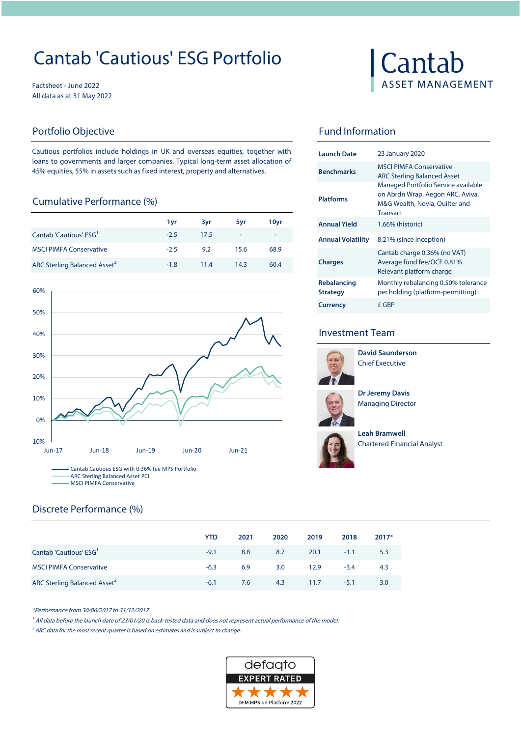# Cantab 'Cautious' ESG Portfolio

Factsheet - June 2022
All data as at 31 May 2022

Cantab ASSET MANAGEMENT

## Portfolio Objective

Cautious portfolios include holdings in UK and overseas equities, together with loans to governments and larger companies. Typical long-term asset allocation of 45% equities, 55% in assets such as fixed interest, property and alternatives.

## Cumulative Performance (%)

| | 1yr | 3yr | 5yr | 10yr |
|---|---|---|---|---|
| Cantab 'Cautious' ESG[1] | -2.5 | 17.5 | - | - |
| MSCI PIMFA Conservative | -2.5 | 9.2 | 15.6 | 68.9 |
| ARC Sterling Balanced Asset[2] | -1.8 | 11.4 | 14.3 | 60.4 |

Cantab Cautious ESG with 0.36% fee MPS Portfolio
ARC Sterling Balanced Asset PCI
MSCI PIMFA Conservative

## Fund Information

| | |
|---|---|
| **Launch Date** | 23 January 2020 |
| **Benchmarks** | MSCI PIMFA Conservative<br>ARC Sterling Balanced Asset |
| **Platforms** | Managed Portfolio Service available on Abrdn Wrap, Aegon ARC, Aviva, M&G Wealth, Novia, Quilter and Transact |
| **Annual Yield** | 1.66% (historic) |
| **Annual Volatility** | 8.21% (since inception) |
| **Charges** | Cantab charge 0.36% (no VAT)<br>Average fund fee/OCF 0.81%<br>Relevant platform charge |
| **Rebalancing Strategy** | Monthly rebalancing 0.50% tolerance per holding (platform-permitting) |
| **Currency** | £ GBP |

## Investment Team

**David Saunderson**
Chief Executive

**Dr Jeremy Davis**
Managing Director

**Leah Bramwell**
Chartered Financial Analyst

## Discrete Performance (%)

| | YTD | 2021 | 2020 | 2019 | 2018 | 2017* |
|---|---|---|---|---|---|---|
| Cantab 'Cautious' ESG[1] | -9.1 | 8.8 | 8.7 | 20.1 | -1.1 | 5.3 |
| MSCI PIMFA Conservative | -6.3 | 6.9 | 3.0 | 12.9 | -3.4 | 4.3 |
| ARC Sterling Balanced Asset[2] | -6.1 | 7.6 | 4.3 | 11.7 | -5.1 | 3.0 |

*\*Performance from 30/06/2017 to 31/12/2017.*

*[1] All data before the launch date of 23/01/20 is back-tested data and does not represent actual performance of the model.*

*[2] ARC data for the most recent quarter is based on estimates and is subject to change.*

defaqto EXPERT RATED ★★★★★ DFM MPS on Platform 2022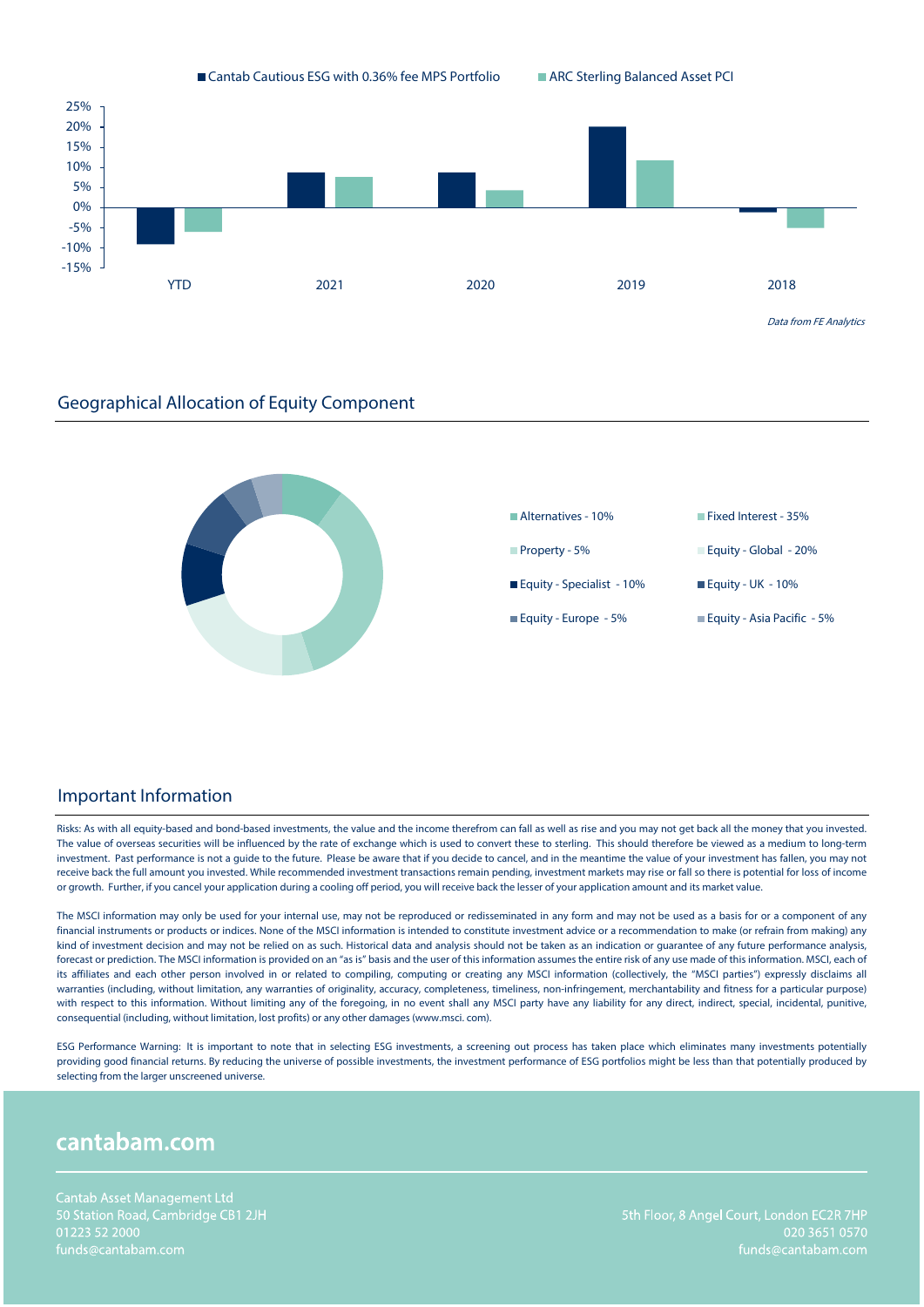■ Cantab Cautious ESG with 0.36% fee MPS Portfolio ■ ARC Sterling Balanced Asset PCI

*Data from FE Analytics*

## Geographical Allocation of Equity Component

- Alternatives - 10%
- Fixed Interest - 35%
- Property - 5%
- Equity - Global - 20%
- Equity - Specialist - 10%
- Equity - UK - 10%
- Equity - Europe - 5%
- Equity - Asia Pacific - 5%

## Important Information

Risks: As with all equity-based and bond-based investments, the value and the income therefrom can fall as well as rise and you may not get back all the money that you invested. The value of overseas securities will be influenced by the rate of exchange which is used to convert these to sterling. This should therefore be viewed as a medium to long-term investment. Past performance is not a guide to the future. Please be aware that if you decide to cancel, and in the meantime the value of your investment has fallen, you may not receive back the full amount you invested. While recommended investment transactions remain pending, investment markets may rise or fall so there is potential for loss of income or growth. Further, if you cancel your application during a cooling off period, you will receive back the lesser of your application amount and its market value.

The MSCI information may only be used for your internal use, may not be reproduced or redisseminated in any form and may not be used as a basis for or a component of any financial instruments or products or indices. None of the MSCI information is intended to constitute investment advice or a recommendation to make (or refrain from making) any kind of investment decision and may not be relied on as such. Historical data and analysis should not be taken as an indication or guarantee of any future performance analysis, forecast or prediction. The MSCI information is provided on an "as is" basis and the user of this information assumes the entire risk of any use made of this information. MSCI, each of its affiliates and each other person involved in or related to compiling, computing or creating any MSCI information (collectively, the "MSCI parties") expressly disclaims all warranties (including, without limitation, any warranties of originality, accuracy, completeness, timeliness, non-infringement, merchantability and fitness for a particular purpose) with respect to this information. Without limiting any of the foregoing, in no event shall any MSCI party have any liability for any direct, indirect, special, incidental, punitive, consequential (including, without limitation, lost profits) or any other damages (www.msci. com).

ESG Performance Warning: It is important to note that in selecting ESG investments, a screening out process has taken place which eliminates many investments potentially providing good financial returns. By reducing the universe of possible investments, the investment performance of ESG portfolios might be less than that potentially produced by selecting from the larger unscreened universe.

## cantabam.com

Cantab Asset Management Ltd
50 Station Road, Cambridge CB1 2JH
01223 52 2000
funds@cantabam.com

5th Floor, 8 Angel Court, London EC2R 7HP
020 3651 0570
funds@cantabam.com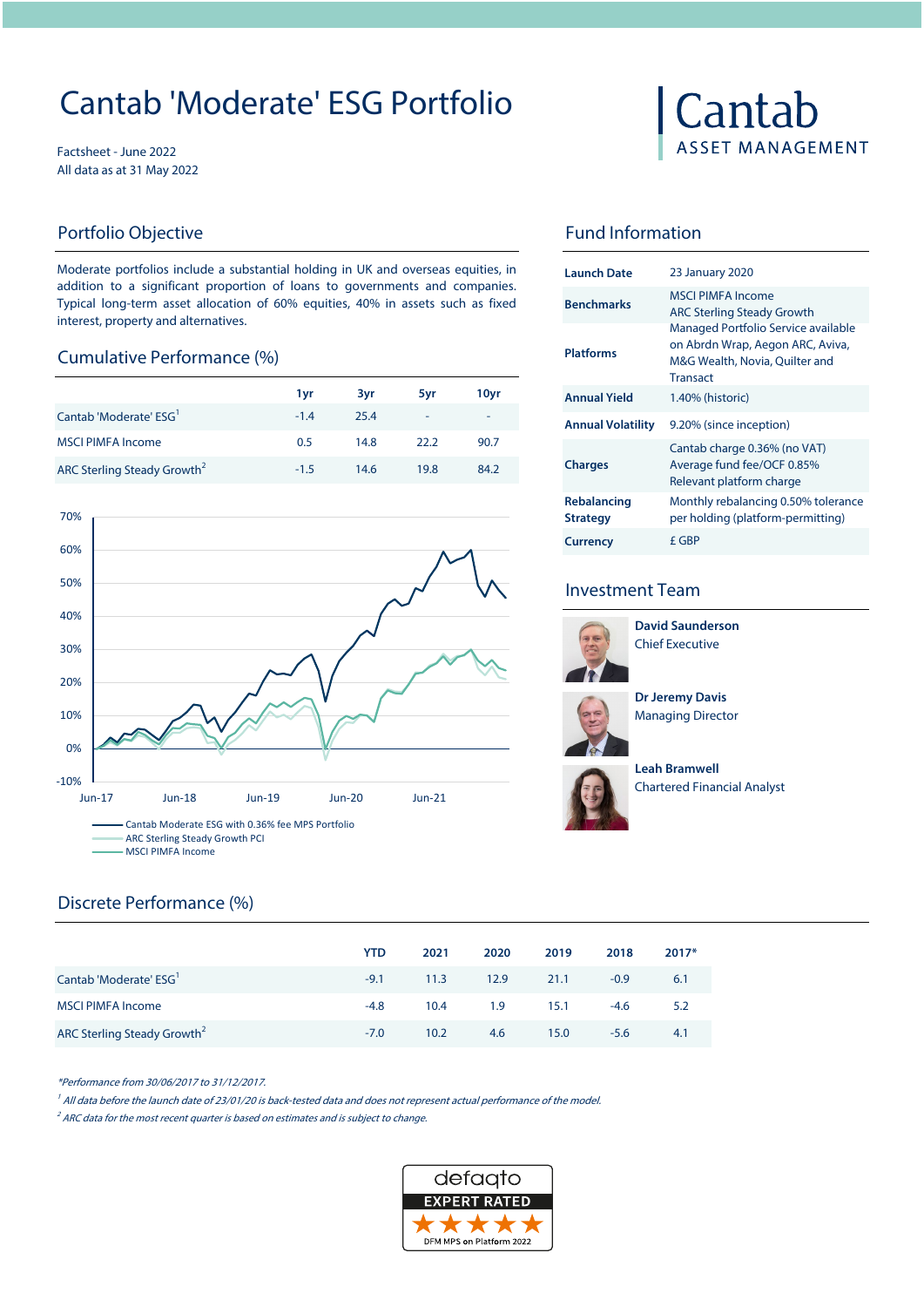# Cantab 'Moderate' ESG Portfolio

Factsheet - June 2022
All data as at 31 May 2022

Cantab ASSET MANAGEMENT

## Portfolio Objective

Moderate portfolios include a substantial holding in UK and overseas equities, in addition to a significant proportion of loans to governments and companies. Typical long-term asset allocation of 60% equities, 40% in assets such as fixed interest, property and alternatives.

## Cumulative Performance (%)

| | 1yr | 3yr | 5yr | 10yr |
|---|---|---|---|---|
| Cantab 'Moderate' ESG[1] | -1.4 | 25.4 | - | - |
| MSCI PIMFA Income | 0.5 | 14.8 | 22.2 | 90.7 |
| ARC Sterling Steady Growth[2] | -1.5 | 14.6 | 19.8 | 84.2 |

- Cantab Moderate ESG with 0.36% fee MPS Portfolio
- ARC Sterling Steady Growth PCI
- MSCI PIMFA Income

## Fund Information

| | |
|---|---|
| **Launch Date** | 23 January 2020 |
| **Benchmarks** | MSCI PIMFA Income<br>ARC Sterling Steady Growth |
| **Platforms** | Managed Portfolio Service available on Abrdn Wrap, Aegon ARC, Aviva, M&G Wealth, Novia, Quilter and Transact |
| **Annual Yield** | 1.40% (historic) |
| **Annual Volatility** | 9.20% (since inception) |
| **Charges** | Cantab charge 0.36% (no VAT)<br>Average fund fee/OCF 0.85%<br>Relevant platform charge |
| **Rebalancing Strategy** | Monthly rebalancing 0.50% tolerance per holding (platform-permitting) |
| **Currency** | £ GBP |

## Investment Team

**David Saunderson**
Chief Executive

**Dr Jeremy Davis**
Managing Director

**Leah Bramwell**
Chartered Financial Analyst

## Discrete Performance (%)

| | YTD | 2021 | 2020 | 2019 | 2018 | 2017* |
|---|---|---|---|---|---|---|
| Cantab 'Moderate' ESG[1] | -9.1 | 11.3 | 12.9 | 21.1 | -0.9 | 6.1 |
| MSCI PIMFA Income | -4.8 | 10.4 | 1.9 | 15.1 | -4.6 | 5.2 |
| ARC Sterling Steady Growth[2] | -7.0 | 10.2 | 4.6 | 15.0 | -5.6 | 4.1 |

*\*Performance from 30/06/2017 to 31/12/2017.*

*[1] All data before the launch date of 23/01/20 is back-tested data and does not represent actual performance of the model.*

*[2] ARC data for the most recent quarter is based on estimates and is subject to change.*

defaqto EXPERT RATED ★★★★★ DFM MPS on Platform 2022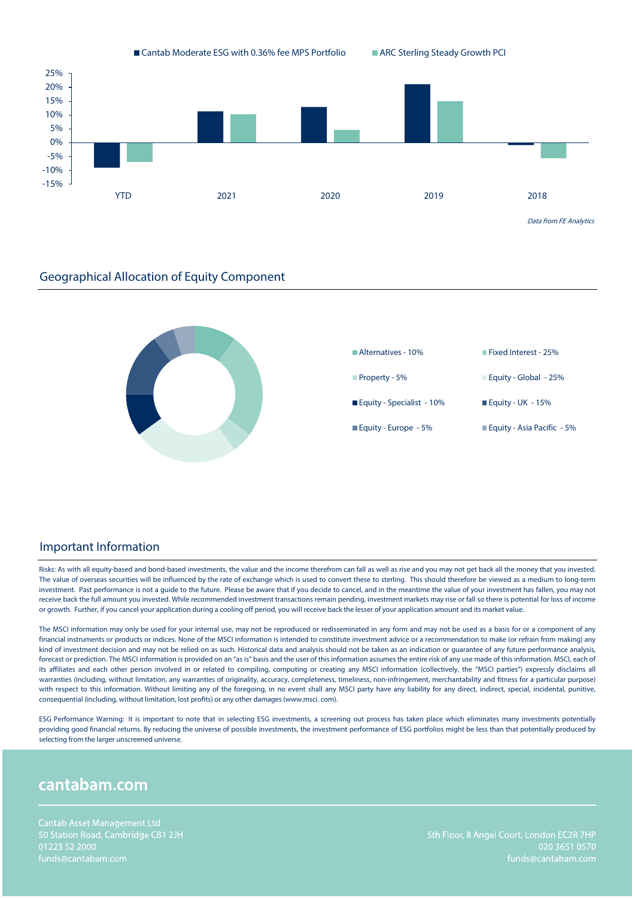■ Cantab Moderate ESG with 0.36% fee MPS Portfolio ■ ARC Sterling Steady Growth PCI

*Data from FE Analytics*

## Geographical Allocation of Equity Component

- Alternatives - 10%
- Fixed Interest - 25%
- Property - 5%
- Equity - Global - 25%
- Equity - Specialist - 10%
- Equity - UK - 15%
- Equity - Europe - 5%
- Equity - Asia Pacific - 5%

## Important Information

Risks: As with all equity-based and bond-based investments, the value and the income therefrom can fall as well as rise and you may not get back all the money that you invested. The value of overseas securities will be influenced by the rate of exchange which is used to convert these to sterling. This should therefore be viewed as a medium to long-term investment. Past performance is not a guide to the future. Please be aware that if you decide to cancel, and in the meantime the value of your investment has fallen, you may not receive back the full amount you invested. While recommended investment transactions remain pending, investment markets may rise or fall so there is potential for loss of income or growth. Further, if you cancel your application during a cooling off period, you will receive back the lesser of your application amount and its market value.

The MSCI information may only be used for your internal use, may not be reproduced or redisseminated in any form and may not be used as a basis for or a component of any financial instruments or products or indices. None of the MSCI information is intended to constitute investment advice or a recommendation to make (or refrain from making) any kind of investment decision and may not be relied on as such. Historical data and analysis should not be taken as an indication or guarantee of any future performance analysis, forecast or prediction. The MSCI information is provided on an "as is" basis and the user of this information assumes the entire risk of any use made of this information. MSCI, each of its affiliates and each other person involved in or related to compiling, computing or creating any MSCI information (collectively, the "MSCI parties") expressly disclaims all warranties (including, without limitation, any warranties of originality, accuracy, completeness, timeliness, non-infringement, merchantability and fitness for a particular purpose) with respect to this information. Without limiting any of the foregoing, in no event shall any MSCI party have any liability for any direct, indirect, special, incidental, punitive, consequential (including, without limitation, lost profits) or any other damages (www.msci. com).

ESG Performance Warning: It is important to note that in selecting ESG investments, a screening out process has taken place which eliminates many investments potentially providing good financial returns. By reducing the universe of possible investments, the investment performance of ESG portfolios might be less than that potentially produced by selecting from the larger unscreened universe.

## cantabam.com

Cantab Asset Management Ltd
50 Station Road, Cambridge CB1 2JH
01223 52 2000
funds@cantabam.com

5th Floor, 8 Angel Court, London EC2R 7HP
020 3651 0570
funds@cantabam.com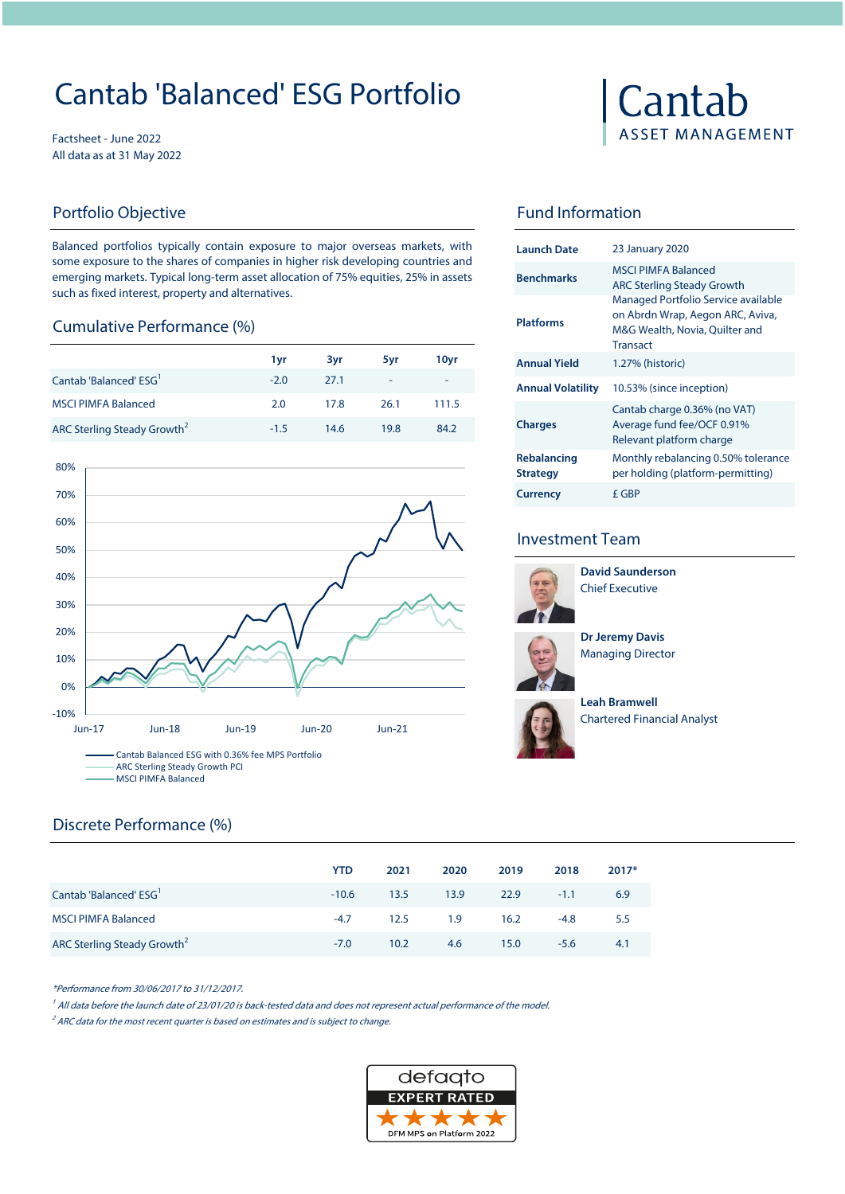# Cantab 'Balanced' ESG Portfolio

Factsheet - June 2022
All data as at 31 May 2022

Cantab ASSET MANAGEMENT

## Portfolio Objective

Balanced portfolios typically contain exposure to major overseas markets, with some exposure to the shares of companies in higher risk developing countries and emerging markets. Typical long-term asset allocation of 75% equities, 25% in assets such as fixed interest, property and alternatives.

## Cumulative Performance (%)

| | 1yr | 3yr | 5yr | 10yr |
|---|---|---|---|---|
| Cantab 'Balanced' ESG[1] | -2.0 | 27.1 | - | - |
| MSCI PIMFA Balanced | 2.0 | 17.8 | 26.1 | 111.5 |
| ARC Sterling Steady Growth[2] | -1.5 | 14.6 | 19.8 | 84.2 |

- Cantab Balanced ESG with 0.36% fee MPS Portfolio
- ARC Sterling Steady Growth PCI
- MSCI PIMFA Balanced

## Fund Information

| | |
|---|---|
| **Launch Date** | 23 January 2020 |
| **Benchmarks** | MSCI PIMFA Balanced<br>ARC Sterling Steady Growth |
| **Platforms** | Managed Portfolio Service available on Abrdn Wrap, Aegon ARC, Aviva, M&G Wealth, Novia, Quilter and Transact |
| **Annual Yield** | 1.27% (historic) |
| **Annual Volatility** | 10.53% (since inception) |
| **Charges** | Cantab charge 0.36% (no VAT)<br>Average fund fee/OCF 0.91%<br>Relevant platform charge |
| **Rebalancing Strategy** | Monthly rebalancing 0.50% tolerance per holding (platform-permitting) |
| **Currency** | £ GBP |

## Investment Team

**David Saunderson**
Chief Executive

**Dr Jeremy Davis**
Managing Director

**Leah Bramwell**
Chartered Financial Analyst

## Discrete Performance (%)

| | YTD | 2021 | 2020 | 2019 | 2018 | 2017* |
|---|---|---|---|---|---|---|
| Cantab 'Balanced' ESG[1] | -10.6 | 13.5 | 13.9 | 22.9 | -1.1 | 6.9 |
| MSCI PIMFA Balanced | -4.7 | 12.5 | 1.9 | 16.2 | -4.8 | 5.5 |
| ARC Sterling Steady Growth[2] | -7.0 | 10.2 | 4.6 | 15.0 | -5.6 | 4.1 |

*\*Performance from 30/06/2017 to 31/12/2017.*

*[1] All data before the launch date of 23/01/20 is back-tested data and does not represent actual performance of the model.*

*[2] ARC data for the most recent quarter is based on estimates and is subject to change.*

defaqto EXPERT RATED ★★★★★ DFM MPS on Platform 2022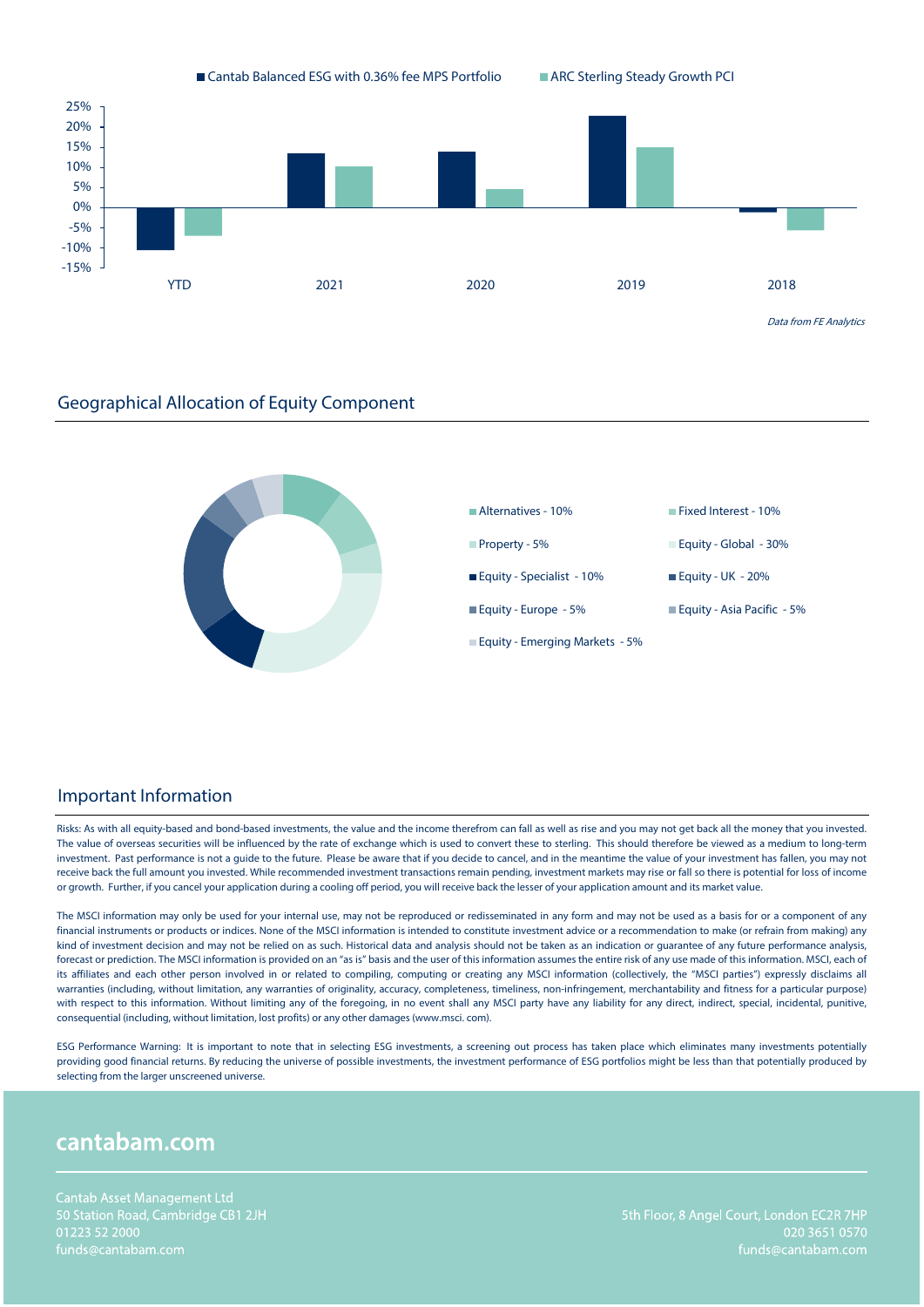■ Cantab Balanced ESG with 0.36% fee MPS Portfolio ■ ARC Sterling Steady Growth PCI

*Data from FE Analytics*

## Geographical Allocation of Equity Component

- Alternatives - 10%
- Fixed Interest - 10%
- Property - 5%
- Equity - Global - 30%
- Equity - Specialist - 10%
- Equity - UK - 20%
- Equity - Europe - 5%
- Equity - Asia Pacific - 5%
- Equity - Emerging Markets - 5%

## Important Information

Risks: As with all equity-based and bond-based investments, the value and the income therefrom can fall as well as rise and you may not get back all the money that you invested. The value of overseas securities will be influenced by the rate of exchange which is used to convert these to sterling. This should therefore be viewed as a medium to long-term investment. Past performance is not a guide to the future. Please be aware that if you decide to cancel, and in the meantime the value of your investment has fallen, you may not receive back the full amount you invested. While recommended investment transactions remain pending, investment markets may rise or fall so there is potential for loss of income or growth. Further, if you cancel your application during a cooling off period, you will receive back the lesser of your application amount and its market value.

The MSCI information may only be used for your internal use, may not be reproduced or redisseminated in any form and may not be used as a basis for or a component of any financial instruments or products or indices. None of the MSCI information is intended to constitute investment advice or a recommendation to make (or refrain from making) any kind of investment decision and may not be relied on as such. Historical data and analysis should not be taken as an indication or guarantee of any future performance analysis, forecast or prediction. The MSCI information is provided on an "as is" basis and the user of this information assumes the entire risk of any use made of this information. MSCI, each of its affiliates and each other person involved in or related to compiling, computing or creating any MSCI information (collectively, the "MSCI parties") expressly disclaims all warranties (including, without limitation, any warranties of originality, accuracy, completeness, timeliness, non-infringement, merchantability and fitness for a particular purpose) with respect to this information. Without limiting any of the foregoing, in no event shall any MSCI party have any liability for any direct, indirect, special, incidental, punitive, consequential (including, without limitation, lost profits) or any other damages (www.msci. com).

ESG Performance Warning: It is important to note that in selecting ESG investments, a screening out process has taken place which eliminates many investments potentially providing good financial returns. By reducing the universe of possible investments, the investment performance of ESG portfolios might be less than that potentially produced by selecting from the larger unscreened universe.

## cantabam.com

Cantab Asset Management Ltd
50 Station Road, Cambridge CB1 2JH
01223 52 2000
funds@cantabam.com

5th Floor, 8 Angel Court, London EC2R 7HP
020 3651 0570
funds@cantabam.com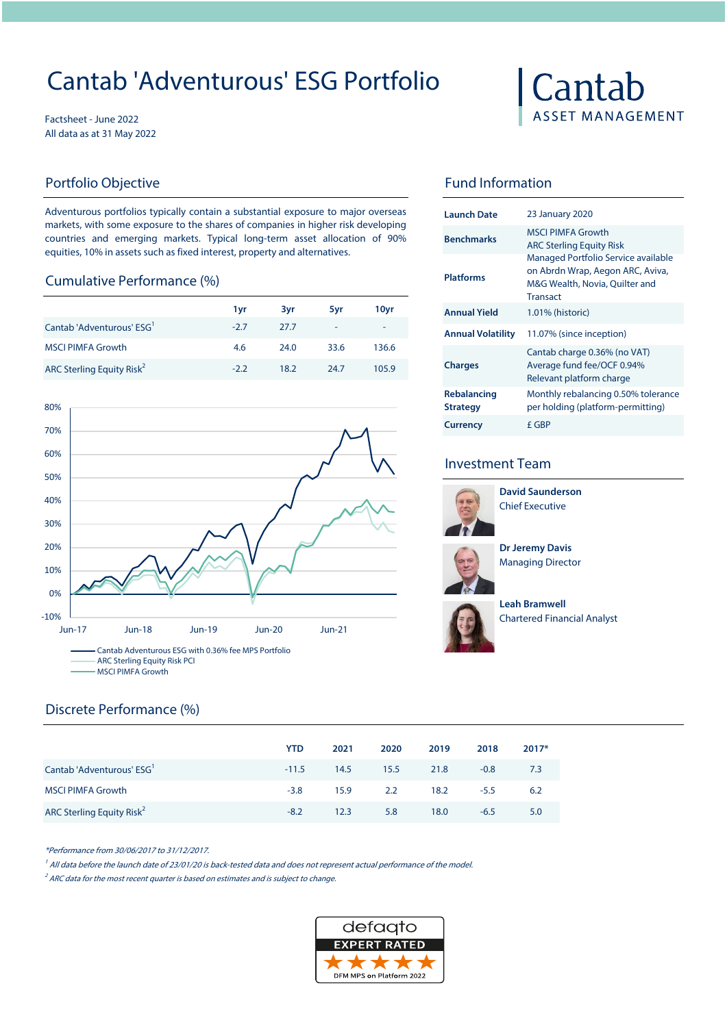# Cantab 'Adventurous' ESG Portfolio

Factsheet - June 2022
All data as at 31 May 2022

Cantab
ASSET MANAGEMENT

## Portfolio Objective

Adventurous portfolios typically contain a substantial exposure to major overseas markets, with some exposure to the shares of companies in higher risk developing countries and emerging markets. Typical long-term asset allocation of 90% equities, 10% in assets such as fixed interest, property and alternatives.

## Cumulative Performance (%)

| | 1yr | 3yr | 5yr | 10yr |
|---|---|---|---|---|
| Cantab 'Adventurous' ESG[1] | -2.7 | 27.7 | - | - |
| MSCI PIMFA Growth | 4.6 | 24.0 | 33.6 | 136.6 |
| ARC Sterling Equity Risk[2] | -2.2 | 18.2 | 24.7 | 105.9 |

- Cantab Adventurous ESG with 0.36% fee MPS Portfolio
- ARC Sterling Equity Risk PCI
- MSCI PIMFA Growth

## Fund Information

| | |
|---|---|
| **Launch Date** | 23 January 2020 |
| **Benchmarks** | MSCI PIMFA Growth<br>ARC Sterling Equity Risk |
| **Platforms** | Managed Portfolio Service available on Abrdn Wrap, Aegon ARC, Aviva, M&G Wealth, Novia, Quilter and Transact |
| **Annual Yield** | 1.01% (historic) |
| **Annual Volatility** | 11.07% (since inception) |
| **Charges** | Cantab charge 0.36% (no VAT)<br>Average fund fee/OCF 0.94%<br>Relevant platform charge |
| **Rebalancing Strategy** | Monthly rebalancing 0.50% tolerance per holding (platform-permitting) |
| **Currency** | £ GBP |

## Investment Team

**David Saunderson**
Chief Executive

**Dr Jeremy Davis**
Managing Director

**Leah Bramwell**
Chartered Financial Analyst

## Discrete Performance (%)

| | YTD | 2021 | 2020 | 2019 | 2018 | 2017* |
|---|---|---|---|---|---|---|
| Cantab 'Adventurous' ESG[1] | -11.5 | 14.5 | 15.5 | 21.8 | -0.8 | 7.3 |
| MSCI PIMFA Growth | -3.8 | 15.9 | 2.2 | 18.2 | -5.5 | 6.2 |
| ARC Sterling Equity Risk[2] | -8.2 | 12.3 | 5.8 | 18.0 | -6.5 | 5.0 |

*\*Performance from 30/06/2017 to 31/12/2017.*

*[1] All data before the launch date of 23/01/20 is back-tested data and does not represent actual performance of the model.*

*[2] ARC data for the most recent quarter is based on estimates and is subject to change.*

defaqto EXPERT RATED
DFM MPS on Platform 2022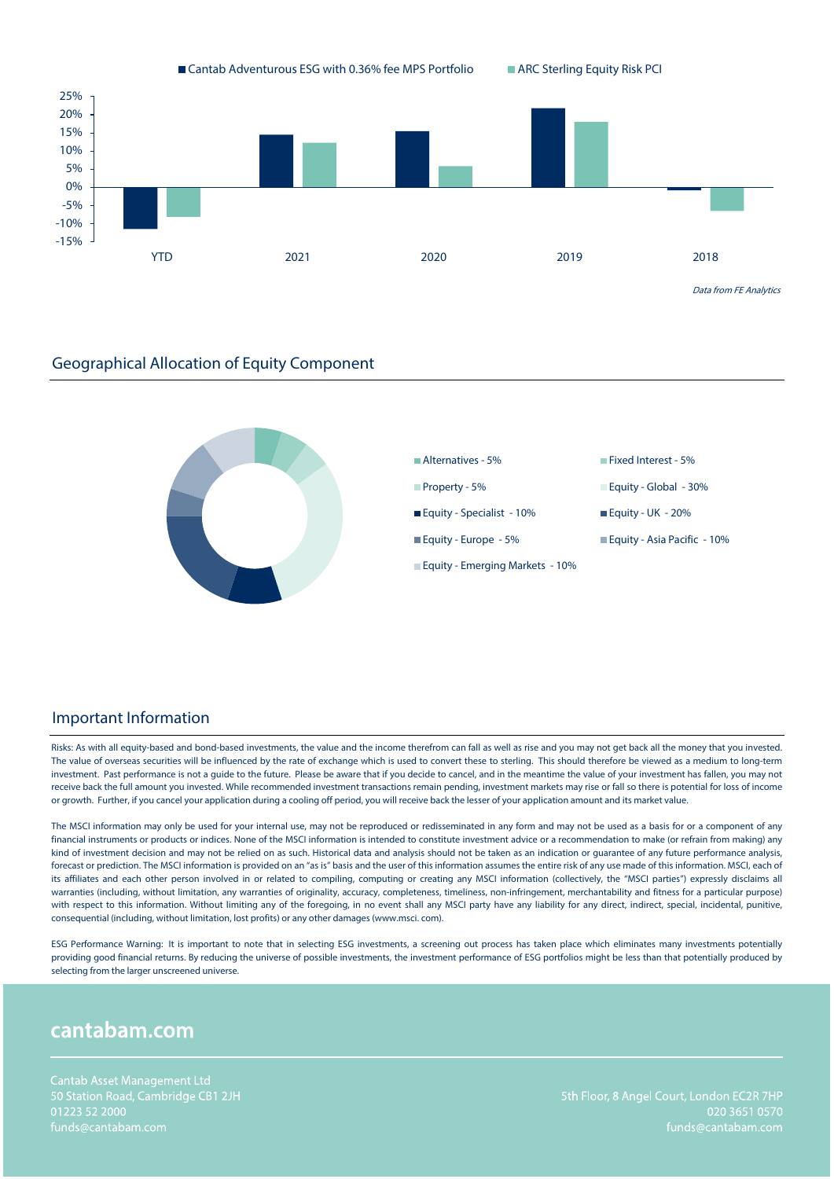■ Cantab Adventurous ESG with 0.36% fee MPS Portfolio ■ ARC Sterling Equity Risk PCI

25%
20%
15%
10%
5%
0%
-5%
-10%
-15%

YTD
2021
2020
2019
2018

*Data from FE Analytics*

## Geographical Allocation of Equity Component

Alternatives - 5%
Fixed Interest - 5%
Property - 5%
Equity - Global - 30%
Equity - Specialist - 10%
Equity - UK - 20%
Equity - Europe - 5%
Equity - Asia Pacific - 10%
Equity - Emerging Markets - 10%

## Important Information

Risks: As with all equity-based and bond-based investments, the value and the income therefrom can fall as well as rise and you may not get back all the money that you invested. The value of overseas securities will be influenced by the rate of exchange which is used to convert these to sterling. This should therefore be viewed as a medium to long-term investment. Past performance is not a guide to the future. Please be aware that if you decide to cancel, and in the meantime the value of your investment has fallen, you may not receive back the full amount you invested. While recommended investment transactions remain pending, investment markets may rise or fall so there is potential for loss of income or growth. Further, if you cancel your application during a cooling off period, you will receive back the lesser of your application amount and its market value.

The MSCI information may only be used for your internal use, may not be reproduced or redisseminated in any form and may not be used as a basis for or a component of any financial instruments or products or indices. None of the MSCI information is intended to constitute investment advice or a recommendation to make (or refrain from making) any kind of investment decision and may not be relied on as such. Historical data and analysis should not be taken as an indication or guarantee of any future performance analysis, forecast or prediction. The MSCI information is provided on an "as is" basis and the user of this information assumes the entire risk of any use made of this information. MSCI, each of its affiliates and each other person involved in or related to compiling, computing or creating any MSCI information (collectively, the "MSCI parties") expressly disclaims all warranties (including, without limitation, any warranties of originality, accuracy, completeness, timeliness, non-infringement, merchantability and fitness for a particular purpose) with respect to this information. Without limiting any of the foregoing, in no event shall any MSCI party have any liability for any direct, indirect, special, incidental, punitive, consequential (including, without limitation, lost profits) or any other damages (www.msci. com).

ESG Performance Warning: It is important to note that in selecting ESG investments, a screening out process has taken place which eliminates many investments potentially providing good financial returns. By reducing the universe of possible investments, the investment performance of ESG portfolios might be less than that potentially produced by selecting from the larger unscreened universe.

## cantabam.com

Cantab Asset Management Ltd
50 Station Road, Cambridge CB1 2JH
01223 52 2000
funds@cantabam.com

5th Floor, 8 Angel Court, London EC2R 7HP
020 3651 0570
funds@cantabam.com